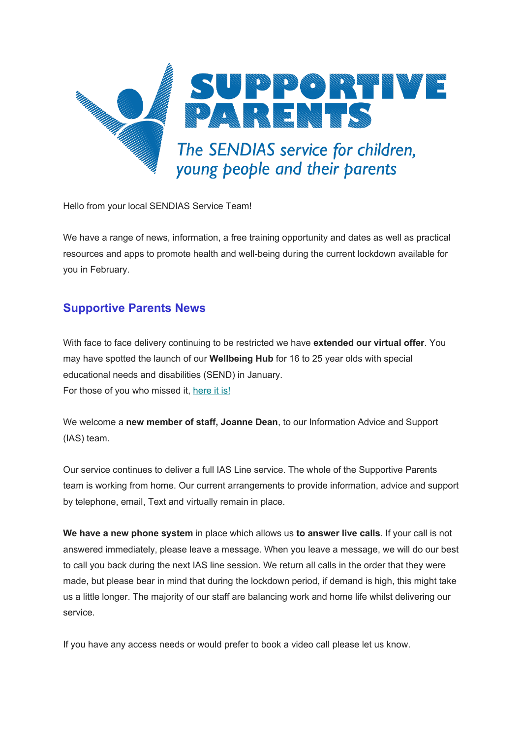# SUPPORTIVE PARENTS

*The SENDIAS service for children, young people and their parents*

Hello from your local SENDIAS Service Team!

We have a range of news, information, a free training opportunity and dates as well as practical resources and apps to promote health and well-being during the current lockdown available for you in February.

## Supportive Parents News

With face to face delivery continuing to be restricted we have **extended our virtual offer**. You may have spotted the launch of our **Wellbeing Hub** for 16 to 25 year olds with special educational needs and disabilities (SEND) in January.
For those of you who missed it, here it is!

We welcome a **new member of staff, Joanne Dean**, to our Information Advice and Support (IAS) team.

Our service continues to deliver a full IAS Line service. The whole of the Supportive Parents team is working from home. Our current arrangements to provide information, advice and support by telephone, email, Text and virtually remain in place.

**We have a new phone system** in place which allows us **to answer live calls**. If your call is not answered immediately, please leave a message. When you leave a message, we will do our best to call you back during the next IAS line session. We return all calls in the order that they were made, but please bear in mind that during the lockdown period, if demand is high, this might take us a little longer. The majority of our staff are balancing work and home life whilst delivering our service.

If you have any access needs or would prefer to book a video call please let us know.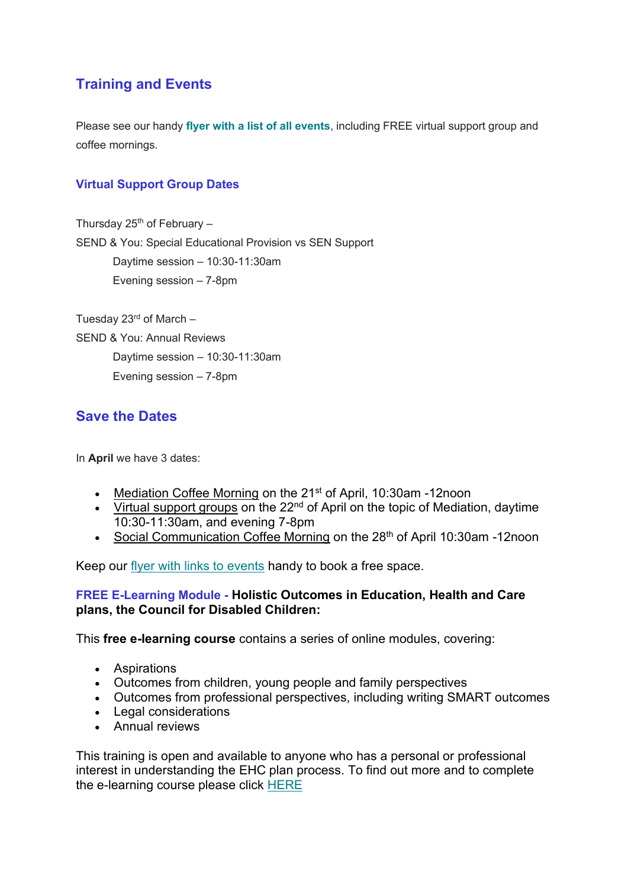## Training and Events

Please see our handy **flyer with a list of all events**, including FREE virtual support group and coffee mornings.

### Virtual Support Group Dates

Thursday 25th of February –
SEND & You: Special Educational Provision vs SEN Support
  Daytime session – 10:30-11:30am
  Evening session – 7-8pm

Tuesday 23rd of March –
SEND & You: Annual Reviews
  Daytime session – 10:30-11:30am
  Evening session – 7-8pm

## Save the Dates

In **April** we have 3 dates:

- Mediation Coffee Morning on the 21st of April, 10:30am -12noon
- Virtual support groups on the 22nd of April on the topic of Mediation, daytime 10:30-11:30am, and evening 7-8pm
- Social Communication Coffee Morning on the 28th of April 10:30am -12noon

Keep our flyer with links to events handy to book a free space.

**FREE E-Learning Module - Holistic Outcomes in Education, Health and Care plans, the Council for Disabled Children:**

This **free e-learning course** contains a series of online modules, covering:

- Aspirations
- Outcomes from children, young people and family perspectives
- Outcomes from professional perspectives, including writing SMART outcomes
- Legal considerations
- Annual reviews

This training is open and available to anyone who has a personal or professional interest in understanding the EHC plan process. To find out more and to complete the e-learning course please click HERE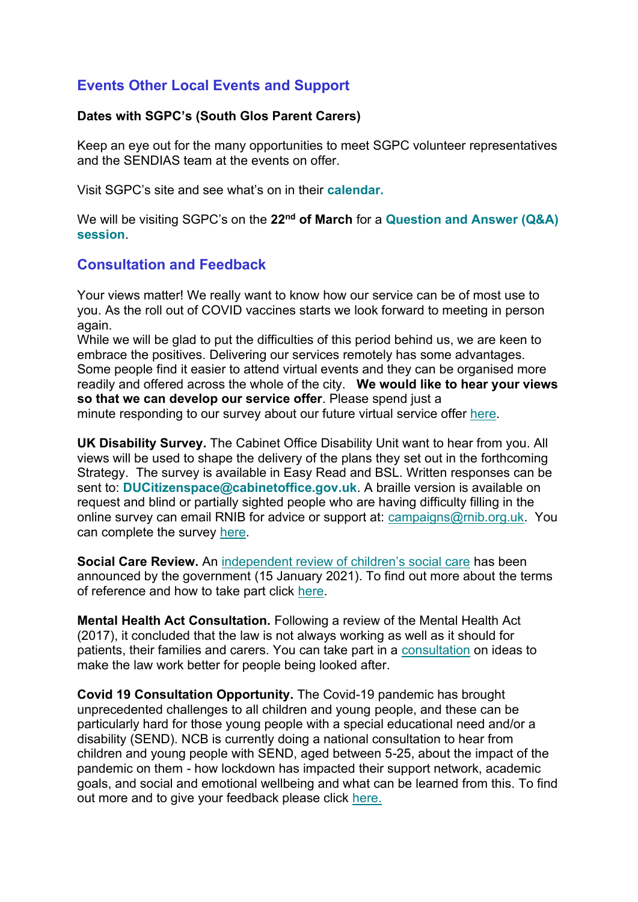## Events Other Local Events and Support

**Dates with SGPC's (South Glos Parent Carers)**

Keep an eye out for the many opportunities to meet SGPC volunteer representatives and the SENDIAS team at the events on offer.

Visit SGPC's site and see what's on in their **calendar.**

We will be visiting SGPC's on the **22nd of March** for a **Question and Answer (Q&A) session**.

## Consultation and Feedback

Your views matter! We really want to know how our service can be of most use to you. As the roll out of COVID vaccines starts we look forward to meeting in person again.
While we will be glad to put the difficulties of this period behind us, we are keen to embrace the positives. Delivering our services remotely has some advantages. Some people find it easier to attend virtual events and they can be organised more readily and offered across the whole of the city. **We would like to hear your views so that we can develop our service offer**. Please spend just a minute responding to our survey about our future virtual service offer here.

**UK Disability Survey.** The Cabinet Office Disability Unit want to hear from you. All views will be used to shape the delivery of the plans they set out in the forthcoming Strategy. The survey is available in Easy Read and BSL. Written responses can be sent to: **DUCitizenspace@cabinetoffice.gov.uk**. A braille version is available on request and blind or partially sighted people who are having difficulty filling in the online survey can email RNIB for advice or support at: campaigns@rnib.org.uk. You can complete the survey here.

**Social Care Review.** An independent review of children's social care has been announced by the government (15 January 2021). To find out more about the terms of reference and how to take part click here.

**Mental Health Act Consultation.** Following a review of the Mental Health Act (2017), it concluded that the law is not always working as well as it should for patients, their families and carers. You can take part in a consultation on ideas to make the law work better for people being looked after.

**Covid 19 Consultation Opportunity.** The Covid-19 pandemic has brought unprecedented challenges to all children and young people, and these can be particularly hard for those young people with a special educational need and/or a disability (SEND). NCB is currently doing a national consultation to hear from children and young people with SEND, aged between 5-25, about the impact of the pandemic on them - how lockdown has impacted their support network, academic goals, and social and emotional wellbeing and what can be learned from this. To find out more and to give your feedback please click here.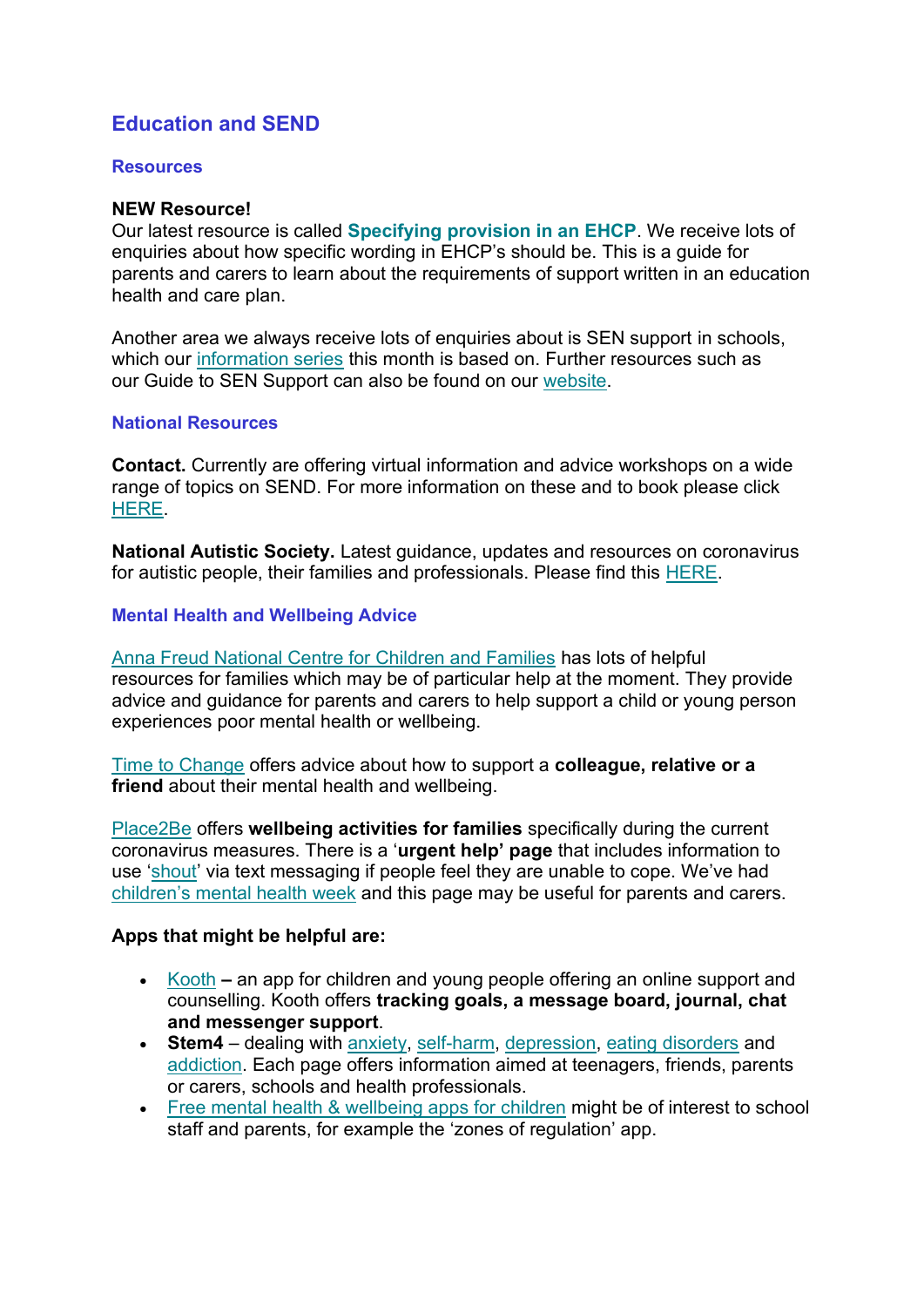## Education and SEND

### Resources

**NEW Resource!**
Our latest resource is called **Specifying provision in an EHCP**. We receive lots of enquiries about how specific wording in EHCP's should be. This is a guide for parents and carers to learn about the requirements of support written in an education health and care plan.

Another area we always receive lots of enquiries about is SEN support in schools, which our information series this month is based on. Further resources such as our Guide to SEN Support can also be found on our website.

### National Resources

**Contact.** Currently are offering virtual information and advice workshops on a wide range of topics on SEND. For more information on these and to book please click HERE.

**National Autistic Society.** Latest guidance, updates and resources on coronavirus for autistic people, their families and professionals. Please find this HERE.

### Mental Health and Wellbeing Advice

Anna Freud National Centre for Children and Families has lots of helpful resources for families which may be of particular help at the moment. They provide advice and guidance for parents and carers to help support a child or young person experiences poor mental health or wellbeing.

Time to Change offers advice about how to support a **colleague, relative or a friend** about their mental health and wellbeing.

Place2Be offers **wellbeing activities for families** specifically during the current coronavirus measures. There is a '**urgent help' page** that includes information to use 'shout' via text messaging if people feel they are unable to cope. We've had children's mental health week and this page may be useful for parents and carers.

**Apps that might be helpful are:**

- Kooth **–** an app for children and young people offering an online support and counselling. Kooth offers **tracking goals, a message board, journal, chat and messenger support**.
- **Stem4** – dealing with anxiety, self-harm, depression, eating disorders and addiction. Each page offers information aimed at teenagers, friends, parents or carers, schools and health professionals.
- Free mental health & wellbeing apps for children might be of interest to school staff and parents, for example the 'zones of regulation' app.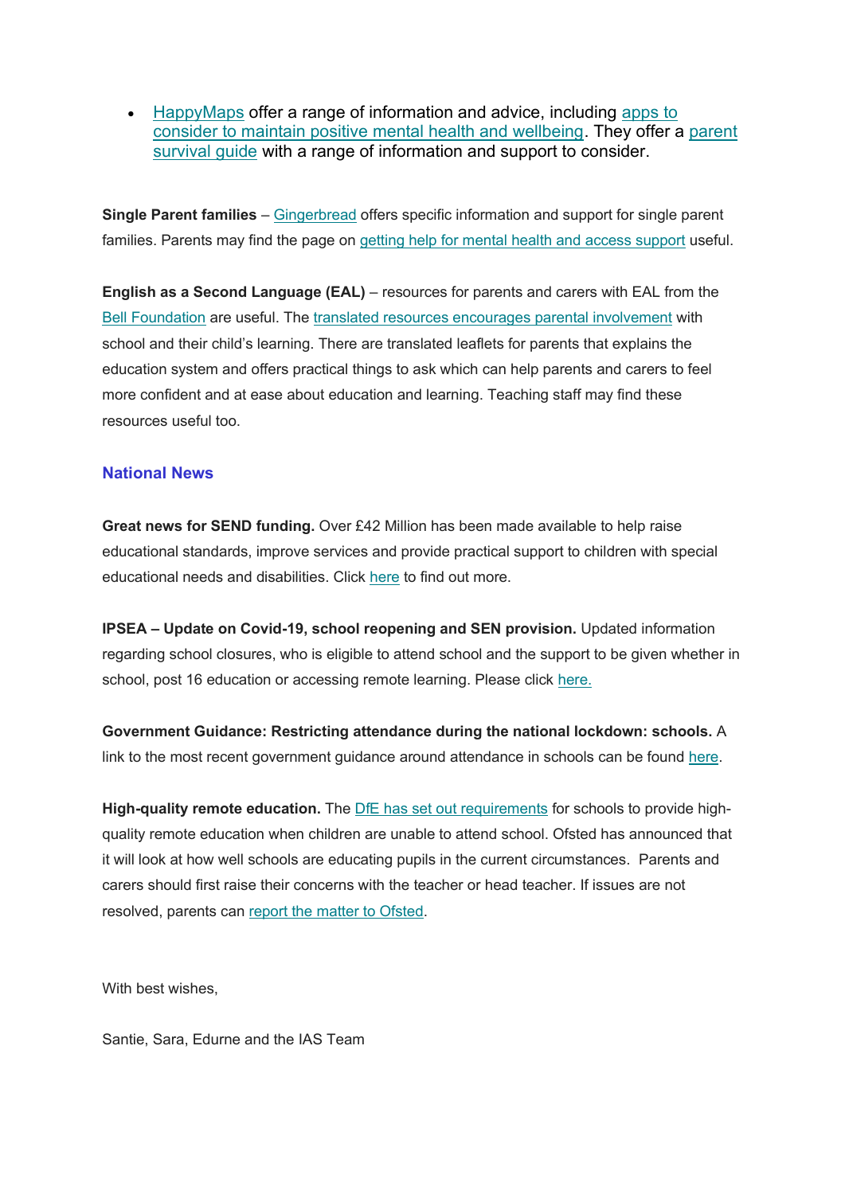- HappyMaps offer a range of information and advice, including apps to consider to maintain positive mental health and wellbeing. They offer a parent survival guide with a range of information and support to consider.

**Single Parent families** – Gingerbread offers specific information and support for single parent families. Parents may find the page on getting help for mental health and access support useful.

**English as a Second Language (EAL)** – resources for parents and carers with EAL from the Bell Foundation are useful. The translated resources encourages parental involvement with school and their child's learning. There are translated leaflets for parents that explains the education system and offers practical things to ask which can help parents and carers to feel more confident and at ease about education and learning. Teaching staff may find these resources useful too.

## National News

**Great news for SEND funding.** Over £42 Million has been made available to help raise educational standards, improve services and provide practical support to children with special educational needs and disabilities. Click here to find out more.

**IPSEA – Update on Covid-19, school reopening and SEN provision.** Updated information regarding school closures, who is eligible to attend school and the support to be given whether in school, post 16 education or accessing remote learning. Please click here.

**Government Guidance: Restricting attendance during the national lockdown: schools.** A link to the most recent government guidance around attendance in schools can be found here.

**High-quality remote education.** The DfE has set out requirements for schools to provide high-quality remote education when children are unable to attend school. Ofsted has announced that it will look at how well schools are educating pupils in the current circumstances. Parents and carers should first raise their concerns with the teacher or head teacher. If issues are not resolved, parents can report the matter to Ofsted.

With best wishes,

Santie, Sara, Edurne and the IAS Team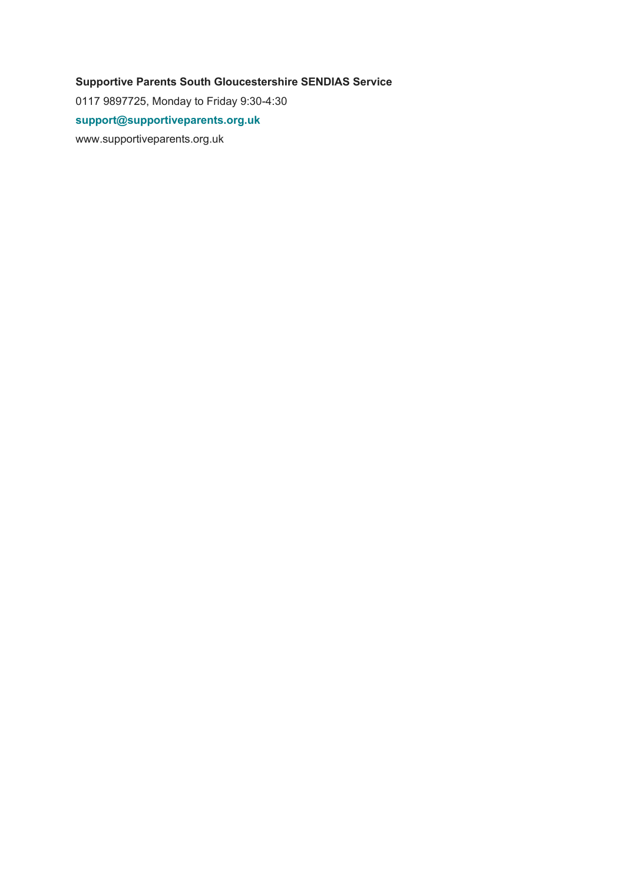**Supportive Parents South Gloucestershire SENDIAS Service**

0117 9897725, Monday to Friday 9:30-4:30

**support@supportiveparents.org.uk**

www.supportiveparents.org.uk